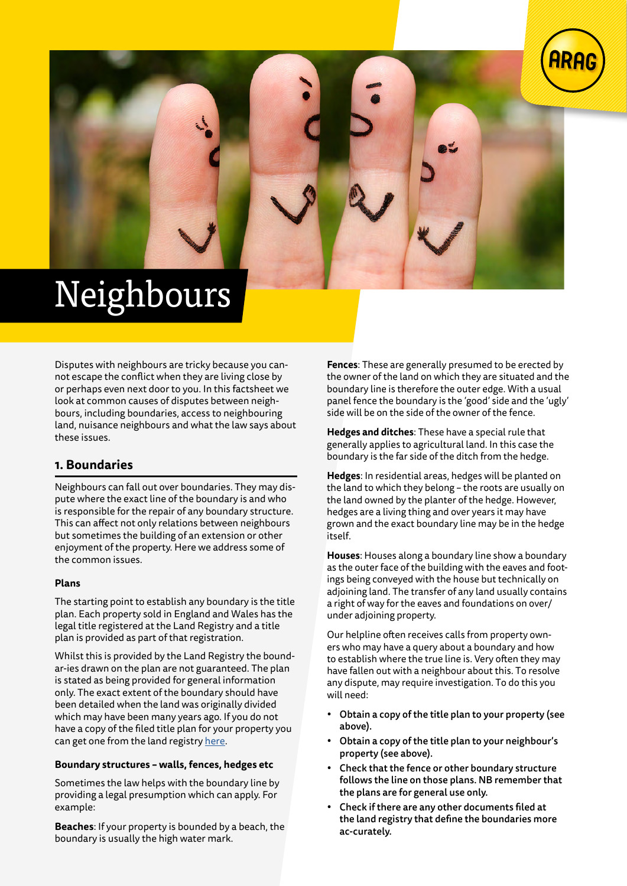# Neighbours

Disputes with neighbours are tricky because you cannot escape the conflict when they are living close by or perhaps even next door to you. In this factsheet we look at common causes of disputes between neighbours, including boundaries, access to neighbouring land, nuisance neighbours and what the law says about these issues.

## 1. Boundaries

Neighbours can fall out over boundaries. They may dispute where the exact line of the boundary is and who is responsible for the repair of any boundary structure. This can affect not only relations between neighbours but sometimes the building of an extension or other enjoyment of the property. Here we address some of the common issues.

### Plans

The starting point to establish any boundary is the title plan. Each property sold in England and Wales has the legal title registered at the Land Registry and a title plan is provided as part of that registration.

Whilst this is provided by the Land Registry the boundar-ies drawn on the plan are not guaranteed. The plan is stated as being provided for general information only. The exact extent of the boundary should have been detailed when the land was originally divided which may have been many years ago. If you do not have a copy of the filed title plan for your property you can get one from the land registry [here](here).

### Boundary structures – walls, fences, hedges etc

Sometimes the law helps with the boundary line by providing a legal presumption which can apply. For example:

**Beaches**: If your property is bounded by a beach, the boundary is usually the high water mark.

**Fences**: These are generally presumed to be erected by the owner of the land on which they are situated and the boundary line is therefore the outer edge. With a usual panel fence the boundary is the 'good' side and the 'ugly' side will be on the side of the owner of the fence.

**Hedges and ditches**: These have a special rule that generally applies to agricultural land. In this case the boundary is the far side of the ditch from the hedge.

**Hedges**: In residential areas, hedges will be planted on the land to which they belong – the roots are usually on the land owned by the planter of the hedge. However, hedges are a living thing and over years it may have grown and the exact boundary line may be in the hedge itself.

**Houses**: Houses along a boundary line show a boundary as the outer face of the building with the eaves and footings being conveyed with the house but technically on adjoining land. The transfer of any land usually contains a right of way for the eaves and foundations on over/under adjoining property.

Our helpline often receives calls from property owners who may have a query about a boundary and how to establish where the true line is. Very often they may have fallen out with a neighbour about this. To resolve any dispute, may require investigation. To do this you will need:

- **Obtain a copy of the title plan to your property (see above).**
- **Obtain a copy of the title plan to your neighbour's property (see above).**
- **Check that the fence or other boundary structure follows the line on those plans. NB remember that the plans are for general use only.**
- **Check if there are any other documents filed at the land registry that define the boundaries more ac-curately.**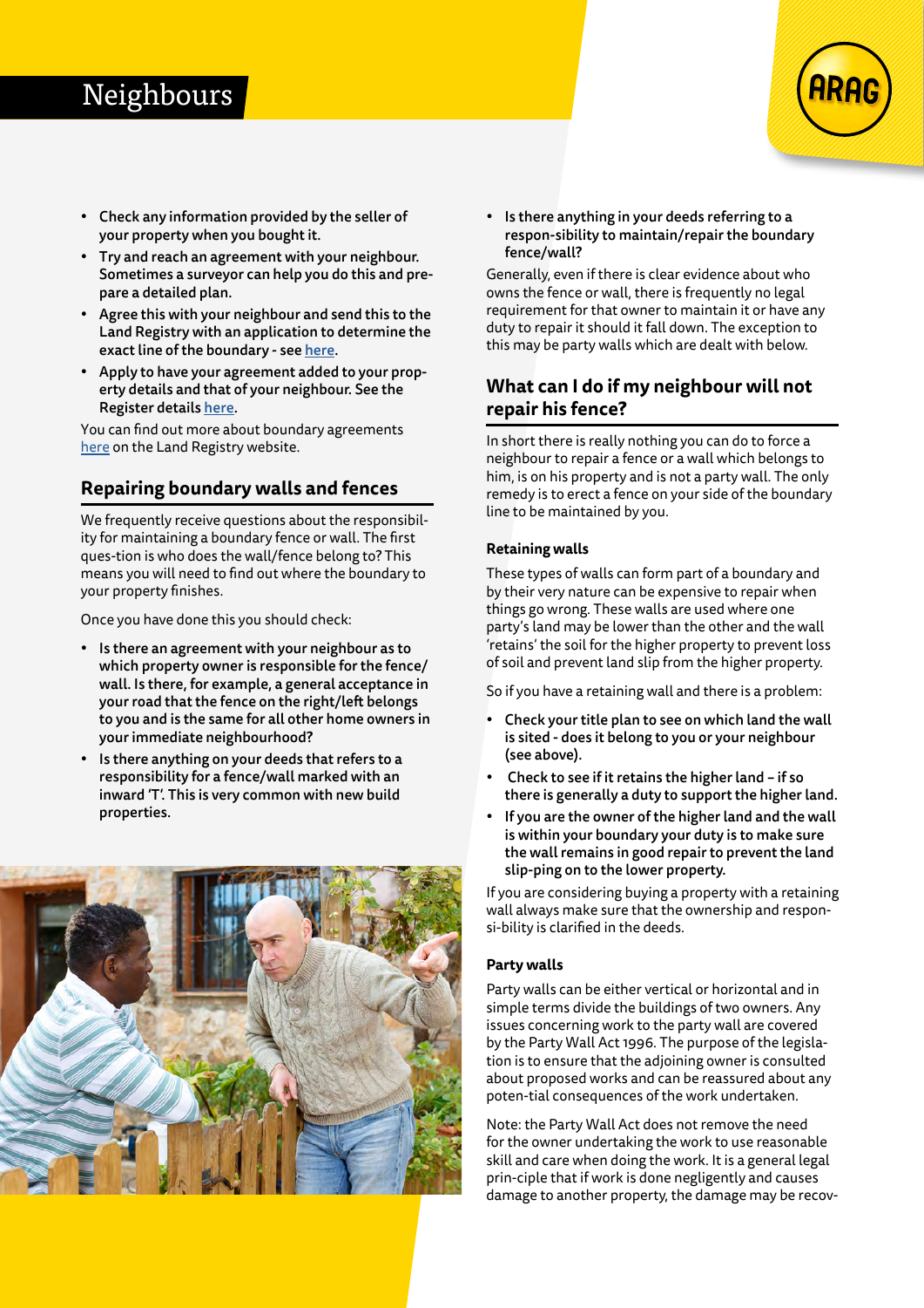- **Check any information provided by the seller of your property when you bought it.**
- **Try and reach an agreement with your neighbour. Sometimes a surveyor can help you do this and prepare a detailed plan.**
- **Agree this with your neighbour and send this to the Land Registry with an application to determine the exact line of the boundary - see [here](#).**
- **Apply to have your agreement added to your property details and that of your neighbour. See the Register details [here](#).**

You can find out more about boundary agreements [here](#) on the Land Registry website.

## Repairing boundary walls and fences

We frequently receive questions about the responsibility for maintaining a boundary fence or wall. The first ques-tion is who does the wall/fence belong to? This means you will need to find out where the boundary to your property finishes.

Once you have done this you should check:

- **Is there an agreement with your neighbour as to which property owner is responsible for the fence/wall. Is there, for example, a general acceptance in your road that the fence on the right/left belongs to you and is the same for all other home owners in your immediate neighbourhood?**
- **Is there anything on your deeds that refers to a responsibility for a fence/wall marked with an inward 'T'. This is very common with new build properties.**
- **Is there anything in your deeds referring to a respon-sibility to maintain/repair the boundary fence/wall?**

Generally, even if there is clear evidence about who owns the fence or wall, there is frequently no legal requirement for that owner to maintain it or have any duty to repair it should it fall down. The exception to this may be party walls which are dealt with below.

## What can I do if my neighbour will not repair his fence?

In short there is really nothing you can do to force a neighbour to repair a fence or a wall which belongs to him, is on his property and is not a party wall. The only remedy is to erect a fence on your side of the boundary line to be maintained by you.

### Retaining walls

These types of walls can form part of a boundary and by their very nature can be expensive to repair when things go wrong. These walls are used where one party's land may be lower than the other and the wall 'retains' the soil for the higher property to prevent loss of soil and prevent land slip from the higher property.

So if you have a retaining wall and there is a problem:

- **Check your title plan to see on which land the wall is sited - does it belong to you or your neighbour (see above).**
- **Check to see if it retains the higher land – if so there is generally a duty to support the higher land.**
- **If you are the owner of the higher land and the wall is within your boundary your duty is to make sure the wall remains in good repair to prevent the land slip-ping on to the lower property.**

If you are considering buying a property with a retaining wall always make sure that the ownership and responsi-bility is clarified in the deeds.

### Party walls

Party walls can be either vertical or horizontal and in simple terms divide the buildings of two owners. Any issues concerning work to the party wall are covered by the Party Wall Act 1996. The purpose of the legislation is to ensure that the adjoining owner is consulted about proposed works and can be reassured about any poten-tial consequences of the work undertaken.

Note: the Party Wall Act does not remove the need for the owner undertaking the work to use reasonable skill and care when doing the work. It is a general legal prin-ciple that if work is done negligently and causes damage to another property, the damage may be recov-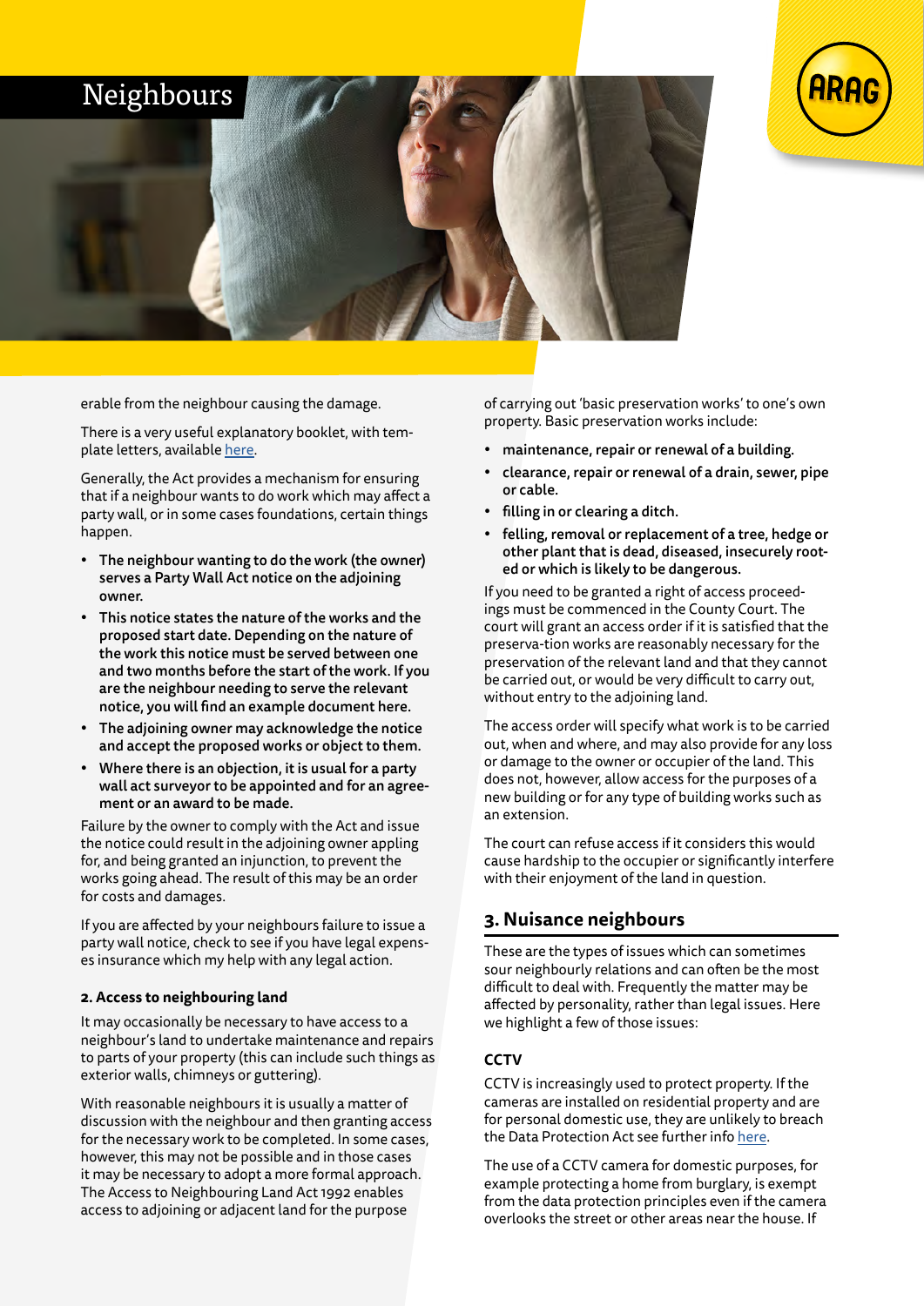# Neighbours

erable from the neighbour causing the damage.

There is a very useful explanatory booklet, with template letters, available here.

Generally, the Act provides a mechanism for ensuring that if a neighbour wants to do work which may affect a party wall, or in some cases foundations, certain things happen.

- **The neighbour wanting to do the work (the owner) serves a Party Wall Act notice on the adjoining owner.**
- **This notice states the nature of the works and the proposed start date. Depending on the nature of the work this notice must be served between one and two months before the start of the work. If you are the neighbour needing to serve the relevant notice, you will find an example document here.**
- **The adjoining owner may acknowledge the notice and accept the proposed works or object to them.**
- **Where there is an objection, it is usual for a party wall act surveyor to be appointed and for an agreement or an award to be made.**

Failure by the owner to comply with the Act and issue the notice could result in the adjoining owner appling for, and being granted an injunction, to prevent the works going ahead. The result of this may be an order for costs and damages.

If you are affected by your neighbours failure to issue a party wall notice, check to see if you have legal expenses insurance which my help with any legal action.

#### 2. Access to neighbouring land

It may occasionally be necessary to have access to a neighbour's land to undertake maintenance and repairs to parts of your property (this can include such things as exterior walls, chimneys or guttering).

With reasonable neighbours it is usually a matter of discussion with the neighbour and then granting access for the necessary work to be completed. In some cases, however, this may not be possible and in those cases it may be necessary to adopt a more formal approach. The Access to Neighbouring Land Act 1992 enables access to adjoining or adjacent land for the purpose of carrying out 'basic preservation works' to one's own property. Basic preservation works include:

- **maintenance, repair or renewal of a building.**
- **clearance, repair or renewal of a drain, sewer, pipe or cable.**
- **filling in or clearing a ditch.**
- **felling, removal or replacement of a tree, hedge or other plant that is dead, diseased, insecurely rooted or which is likely to be dangerous.**

If you need to be granted a right of access proceedings must be commenced in the County Court. The court will grant an access order if it is satisfied that the preserva-tion works are reasonably necessary for the preservation of the relevant land and that they cannot be carried out, or would be very difficult to carry out, without entry to the adjoining land.

The access order will specify what work is to be carried out, when and where, and may also provide for any loss or damage to the owner or occupier of the land. This does not, however, allow access for the purposes of a new building or for any type of building works such as an extension.

The court can refuse access if it considers this would cause hardship to the occupier or significantly interfere with their enjoyment of the land in question.

## 3. Nuisance neighbours

These are the types of issues which can sometimes sour neighbourly relations and can often be the most difficult to deal with. Frequently the matter may be affected by personality, rather than legal issues. Here we highlight a few of those issues:

#### CCTV

CCTV is increasingly used to protect property. If the cameras are installed on residential property and are for personal domestic use, they are unlikely to breach the Data Protection Act see further info here.

The use of a CCTV camera for domestic purposes, for example protecting a home from burglary, is exempt from the data protection principles even if the camera overlooks the street or other areas near the house. If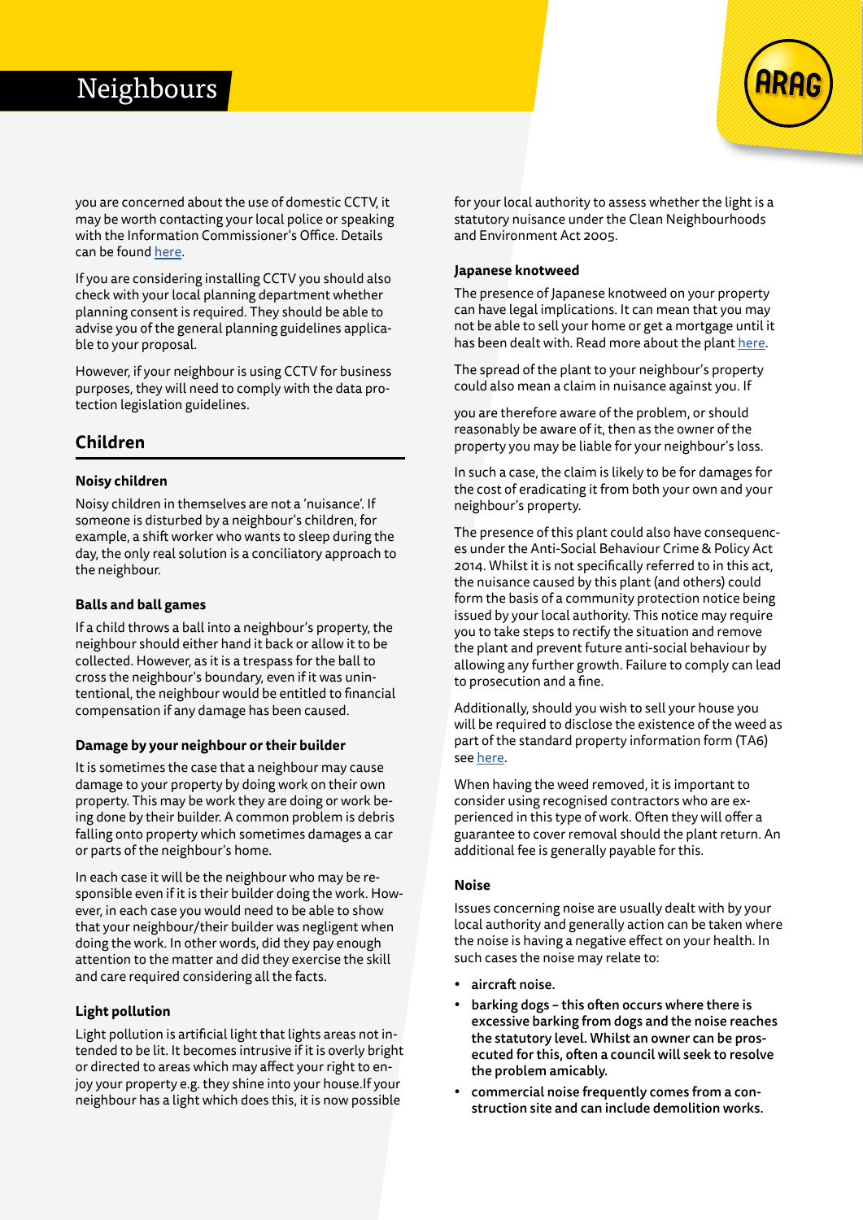you are concerned about the use of domestic CCTV, it may be worth contacting your local police or speaking with the Information Commissioner's Office. Details can be found here.

If you are considering installing CCTV you should also check with your local planning department whether planning consent is required. They should be able to advise you of the general planning guidelines applicable to your proposal.

However, if your neighbour is using CCTV for business purposes, they will need to comply with the data protection legislation guidelines.

## Children

### Noisy children

Noisy children in themselves are not a 'nuisance'. If someone is disturbed by a neighbour's children, for example, a shift worker who wants to sleep during the day, the only real solution is a conciliatory approach to the neighbour.

### Balls and ball games

If a child throws a ball into a neighbour's property, the neighbour should either hand it back or allow it to be collected. However, as it is a trespass for the ball to cross the neighbour's boundary, even if it was unintentional, the neighbour would be entitled to financial compensation if any damage has been caused.

### Damage by your neighbour or their builder

It is sometimes the case that a neighbour may cause damage to your property by doing work on their own property. This may be work they are doing or work being done by their builder. A common problem is debris falling onto property which sometimes damages a car or parts of the neighbour's home.

In each case it will be the neighbour who may be responsible even if it is their builder doing the work. However, in each case you would need to be able to show that your neighbour/their builder was negligent when doing the work. In other words, did they pay enough attention to the matter and did they exercise the skill and care required considering all the facts.

### Light pollution

Light pollution is artificial light that lights areas not intended to be lit. It becomes intrusive if it is overly bright or directed to areas which may affect your right to enjoy your property e.g. they shine into your house.If your neighbour has a light which does this, it is now possible for your local authority to assess whether the light is a statutory nuisance under the Clean Neighbourhoods and Environment Act 2005.

### Japanese knotweed

The presence of Japanese knotweed on your property can have legal implications. It can mean that you may not be able to sell your home or get a mortgage until it has been dealt with. Read more about the plant here.

The spread of the plant to your neighbour's property could also mean a claim in nuisance against you. If you are therefore aware of the problem, or should reasonably be aware of it, then as the owner of the property you may be liable for your neighbour's loss.

In such a case, the claim is likely to be for damages for the cost of eradicating it from both your own and your neighbour's property.

The presence of this plant could also have consequences under the Anti-Social Behaviour Crime & Policy Act 2014. Whilst it is not specifically referred to in this act, the nuisance caused by this plant (and others) could form the basis of a community protection notice being issued by your local authority. This notice may require you to take steps to rectify the situation and remove the plant and prevent future anti-social behaviour by allowing any further growth. Failure to comply can lead to prosecution and a fine.

Additionally, should you wish to sell your house you will be required to disclose the existence of the weed as part of the standard property information form (TA6) see here.

When having the weed removed, it is important to consider using recognised contractors who are experienced in this type of work. Often they will offer a guarantee to cover removal should the plant return. An additional fee is generally payable for this.

### Noise

Issues concerning noise are usually dealt with by your local authority and generally action can be taken where the noise is having a negative effect on your health. In such cases the noise may relate to:

- **aircraft noise.**
- **barking dogs – this often occurs where there is excessive barking from dogs and the noise reaches the statutory level. Whilst an owner can be prosecuted for this, often a council will seek to resolve the problem amicably.**
- **commercial noise frequently comes from a construction site and can include demolition works.**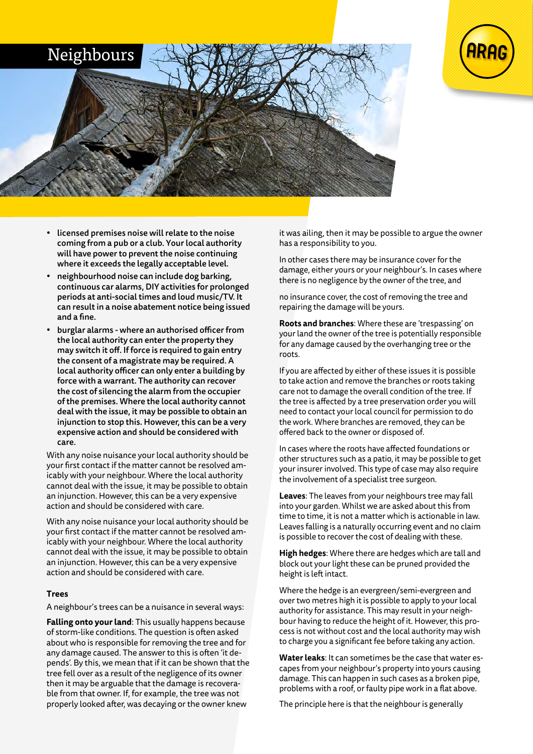# Neighbours

- **licensed premises noise will relate to the noise coming from a pub or a club. Your local authority will have power to prevent the noise continuing where it exceeds the legally acceptable level.**
- **neighbourhood noise can include dog barking, continuous car alarms, DIY activities for prolonged periods at anti-social times and loud music/TV. It can result in a noise abatement notice being issued and a fine.**
- **burglar alarms - where an authorised officer from the local authority can enter the property they may switch it off. If force is required to gain entry the consent of a magistrate may be required. A local authority officer can only enter a building by force with a warrant. The authority can recover the cost of silencing the alarm from the occupier of the premises. Where the local authority cannot deal with the issue, it may be possible to obtain an injunction to stop this. However, this can be a very expensive action and should be considered with care.**

With any noise nuisance your local authority should be your first contact if the matter cannot be resolved amicably with your neighbour. Where the local authority cannot deal with the issue, it may be possible to obtain an injunction. However, this can be a very expensive action and should be considered with care.

With any noise nuisance your local authority should be your first contact if the matter cannot be resolved amicably with your neighbour. Where the local authority cannot deal with the issue, it may be possible to obtain an injunction. However, this can be a very expensive action and should be considered with care.

### Trees

A neighbour's trees can be a nuisance in several ways:

**Falling onto your land**: This usually happens because of storm-like conditions. The question is often asked about who is responsible for removing the tree and for any damage caused. The answer to this is often 'it depends'. By this, we mean that if it can be shown that the tree fell over as a result of the negligence of its owner then it may be arguable that the damage is recoverable from that owner. If, for example, the tree was not properly looked after, was decaying or the owner knew it was ailing, then it may be possible to argue the owner has a responsibility to you.

In other cases there may be insurance cover for the damage, either yours or your neighbour's. In cases where there is no negligence by the owner of the tree, and no insurance cover, the cost of removing the tree and repairing the damage will be yours.

**Roots and branches**: Where these are 'trespassing' on your land the owner of the tree is potentially responsible for any damage caused by the overhanging tree or the roots.

If you are affected by either of these issues it is possible to take action and remove the branches or roots taking care not to damage the overall condition of the tree. If the tree is affected by a tree preservation order you will need to contact your local council for permission to do the work. Where branches are removed, they can be offered back to the owner or disposed of.

In cases where the roots have affected foundations or other structures such as a patio, it may be possible to get your insurer involved. This type of case may also require the involvement of a specialist tree surgeon.

**Leaves**: The leaves from your neighbours tree may fall into your garden. Whilst we are asked about this from time to time, it is not a matter which is actionable in law. Leaves falling is a naturally occurring event and no claim is possible to recover the cost of dealing with these.

**High hedges**: Where there are hedges which are tall and block out your light these can be pruned provided the height is left intact.

Where the hedge is an evergreen/semi-evergreen and over two metres high it is possible to apply to your local authority for assistance. This may result in your neighbour having to reduce the height of it. However, this process is not without cost and the local authority may wish to charge you a significant fee before taking any action.

**Water leaks**: It can sometimes be the case that water escapes from your neighbour's property into yours causing damage. This can happen in such cases as a broken pipe, problems with a roof, or faulty pipe work in a flat above.

The principle here is that the neighbour is generally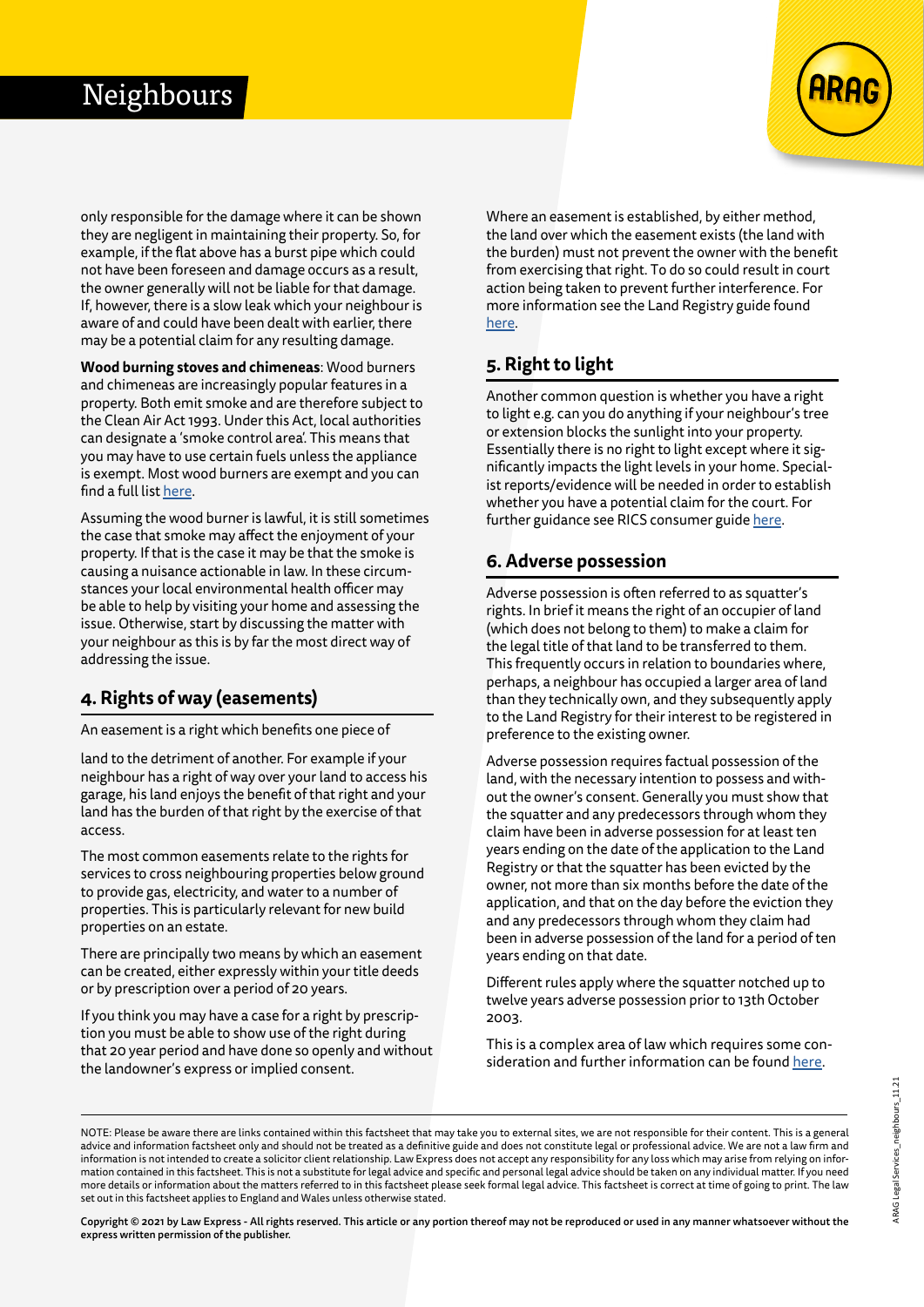only responsible for the damage where it can be shown they are negligent in maintaining their property. So, for example, if the flat above has a burst pipe which could not have been foreseen and damage occurs as a result, the owner generally will not be liable for that damage. If, however, there is a slow leak which your neighbour is aware of and could have been dealt with earlier, there may be a potential claim for any resulting damage.

**Wood burning stoves and chimeneas**: Wood burners and chimeneas are increasingly popular features in a property. Both emit smoke and are therefore subject to the Clean Air Act 1993. Under this Act, local authorities can designate a 'smoke control area'. This means that you may have to use certain fuels unless the appliance is exempt. Most wood burners are exempt and you can find a full list here.

Assuming the wood burner is lawful, it is still sometimes the case that smoke may affect the enjoyment of your property. If that is the case it may be that the smoke is causing a nuisance actionable in law. In these circumstances your local environmental health officer may be able to help by visiting your home and assessing the issue. Otherwise, start by discussing the matter with your neighbour as this is by far the most direct way of addressing the issue.

## 4. Rights of way (easements)

An easement is a right which benefits one piece of land to the detriment of another. For example if your neighbour has a right of way over your land to access his garage, his land enjoys the benefit of that right and your land has the burden of that right by the exercise of that access.

The most common easements relate to the rights for services to cross neighbouring properties below ground to provide gas, electricity, and water to a number of properties. This is particularly relevant for new build properties on an estate.

There are principally two means by which an easement can be created, either expressly within your title deeds or by prescription over a period of 20 years.

If you think you may have a case for a right by prescription you must be able to show use of the right during that 20 year period and have done so openly and without the landowner's express or implied consent.

Where an easement is established, by either method, the land over which the easement exists (the land with the burden) must not prevent the owner with the benefit from exercising that right. To do so could result in court action being taken to prevent further interference. For more information see the Land Registry guide found here.

## 5. Right to light

Another common question is whether you have a right to light e.g. can you do anything if your neighbour's tree or extension blocks the sunlight into your property. Essentially there is no right to light except where it significantly impacts the light levels in your home. Specialist reports/evidence will be needed in order to establish whether you have a potential claim for the court. For further guidance see RICS consumer guide here.

## 6. Adverse possession

Adverse possession is often referred to as squatter's rights. In brief it means the right of an occupier of land (which does not belong to them) to make a claim for the legal title of that land to be transferred to them. This frequently occurs in relation to boundaries where, perhaps, a neighbour has occupied a larger area of land than they technically own, and they subsequently apply to the Land Registry for their interest to be registered in preference to the existing owner.

Adverse possession requires factual possession of the land, with the necessary intention to possess and without the owner's consent. Generally you must show that the squatter and any predecessors through whom they claim have been in adverse possession for at least ten years ending on the date of the application to the Land Registry or that the squatter has been evicted by the owner, not more than six months before the date of the application, and that on the day before the eviction they and any predecessors through whom they claim had been in adverse possession of the land for a period of ten years ending on that date.

Different rules apply where the squatter notched up to twelve years adverse possession prior to 13th October 2003.

This is a complex area of law which requires some consideration and further information can be found here.

NOTE: Please be aware there are links contained within this factsheet that may take you to external sites, we are not responsible for their content. This is a general advice and information factsheet only and should not be treated as a definitive guide and does not constitute legal or professional advice. We are not a law firm and information is not intended to create a solicitor client relationship. Law Express does not accept any responsibility for any loss which may arise from relying on information contained in this factsheet. This is not a substitute for legal advice and specific and personal legal advice should be taken on any individual matter. If you need more details or information about the matters referred to in this factsheet please seek formal legal advice. This factsheet is correct at time of going to print. The law set out in this factsheet applies to England and Wales unless otherwise stated.

**Copyright © 2021 by Law Express - All rights reserved. This article or any portion thereof may not be reproduced or used in any manner whatsoever without the express written permission of the publisher.**